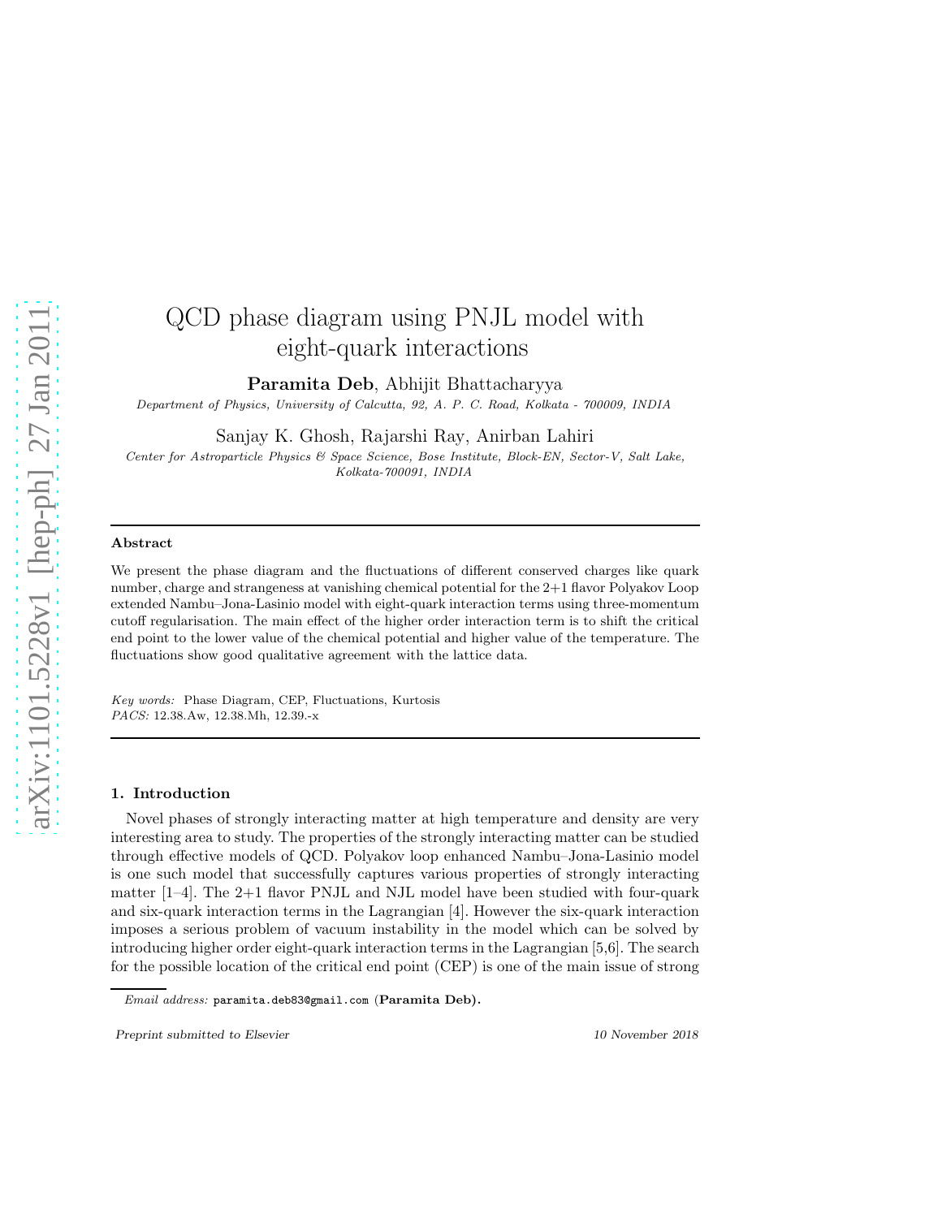# QCD phase diagram using PNJL model with eight-quark interactions

**Paramita Deb**, Abhijit Bhattacharyya

*Department of Physics, University of Calcutta, 92, A. P. C. Road, Kolkata - 700009, INDIA*

Sanjay K. Ghosh, Rajarshi Ray, Anirban Lahiri

*Center for Astroparticle Physics & Space Science, Bose Institute, Block-EN, Sector-V, Salt Lake, Kolkata-700091, INDIA*

---

### Abstract

We present the phase diagram and the fluctuations of different conserved charges like quark number, charge and strangeness at vanishing chemical potential for the 2+1 flavor Polyakov Loop extended Nambu–Jona-Lasinio model with eight-quark interaction terms using three-momentum cutoff regularisation. The main effect of the higher order interaction term is to shift the critical end point to the lower value of the chemical potential and higher value of the temperature. The fluctuations show good qualitative agreement with the lattice data.

*Key words:* Phase Diagram, CEP, Fluctuations, Kurtosis
*PACS:* 12.38.Aw, 12.38.Mh, 12.39.-x

---

## 1. Introduction

Novel phases of strongly interacting matter at high temperature and density are very interesting area to study. The properties of the strongly interacting matter can be studied through effective models of QCD. Polyakov loop enhanced Nambu–Jona-Lasinio model is one such model that successfully captures various properties of strongly interacting matter [1–4]. The 2+1 flavor PNJL and NJL model have been studied with four-quark and six-quark interaction terms in the Lagrangian [4]. However the six-quark interaction imposes a serious problem of vacuum instability in the model which can be solved by introducing higher order eight-quark interaction terms in the Lagrangian [5,6]. The search for the possible location of the critical end point (CEP) is one of the main issue of strong

*Email address:* paramita.deb83@gmail.com (**Paramita Deb).**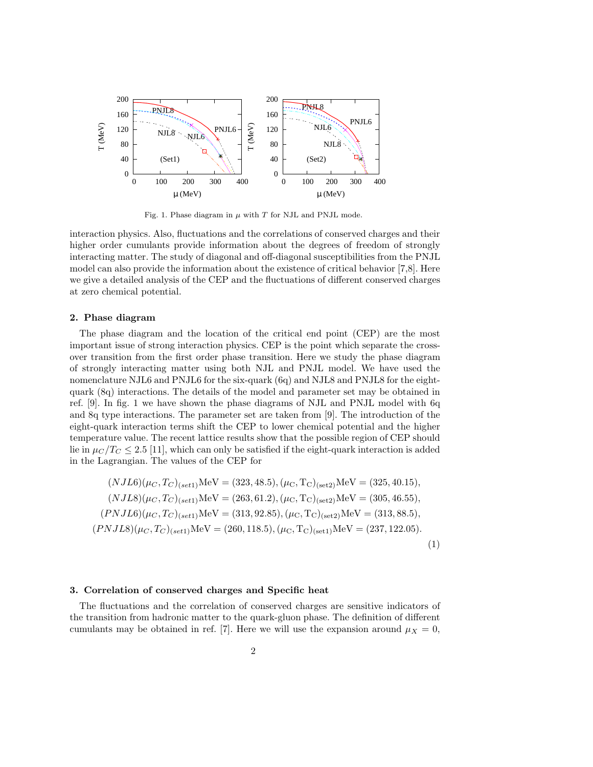Fig. 1. Phase diagram in $\mu$ with $T$ for NJL and PNJL mode.

interaction physics. Also, fluctuations and the correlations of conserved charges and their higher order cumulants provide information about the degrees of freedom of strongly interacting matter. The study of diagonal and off-diagonal susceptibilities from the PNJL model can also provide the information about the existence of critical behavior [7,8]. Here we give a detailed analysis of the CEP and the fluctuations of different conserved charges at zero chemical potential.

## 2. Phase diagram

The phase diagram and the location of the critical end point (CEP) are the most important issue of strong interaction physics. CEP is the point which separate the crossover transition from the first order phase transition. Here we study the phase diagram of strongly interacting matter using both NJL and PNJL model. We have used the nomenclature NJL6 and PNJL6 for the six-quark (6q) and NJL8 and PNJL8 for the eight-quark (8q) interactions. The details of the model and parameter set may be obtained in ref. [9]. In fig. 1 we have shown the phase diagrams of NJL and PNJL model with 6q and 8q type interactions. The parameter set are taken from [9]. The introduction of the eight-quark interaction terms shift the CEP to lower chemical potential and the higher temperature value. The recent lattice results show that the possible region of CEP should lie in $\mu_C/T_C \leq 2.5$ [11], which can only be satisfied if the eight-quark interaction is added in the Lagrangian. The values of the CEP for

$$
\begin{aligned}
(NJL6)(\mu_C, T_C)_{(set1)}\text{MeV} &= (323, 48.5), (\mu_\text{C}, \text{T}_\text{C})_{(\text{set2})}\text{MeV} = (325, 40.15),\\
(NJL8)(\mu_C, T_C)_{(set1)}\text{MeV} &= (263, 61.2), (\mu_\text{C}, \text{T}_\text{C})_{(\text{set2})}\text{MeV} = (305, 46.55),\\
(PNJL6)(\mu_C, T_C)_{(set1)}\text{MeV} &= (313, 92.85), (\mu_\text{C}, \text{T}_\text{C})_{(\text{set2})}\text{MeV} = (313, 88.5),\\
(PNJL8)(\mu_C, T_C)_{(set1)}\text{MeV} &= (260, 118.5), (\mu_\text{C}, \text{T}_\text{C})_{(\text{set1})}\text{MeV} = (237, 122.05).
\end{aligned}
\tag{1}
$$

## 3. Correlation of conserved charges and Specific heat

The fluctuations and the correlation of conserved charges are sensitive indicators of the transition from hadronic matter to the quark-gluon phase. The definition of different cumulants may be obtained in ref. [7]. Here we will use the expansion around $\mu_X = 0$,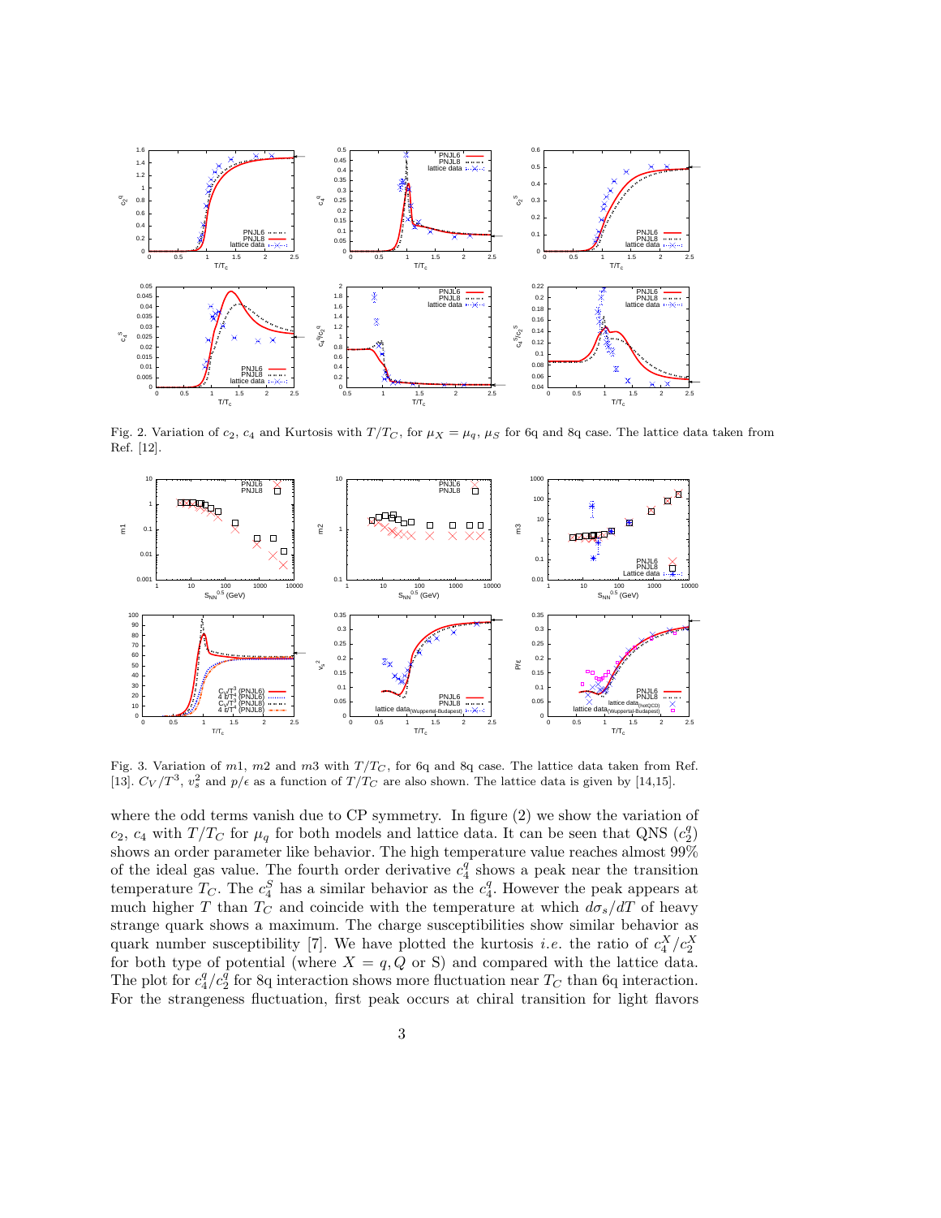Fig. 2. Variation of $c_2$, $c_4$ and Kurtosis with $T/T_C$, for $\mu_X = \mu_q$, $\mu_S$ for 6q and 8q case. The lattice data taken from Ref. [12].

Fig. 3. Variation of $m1$, $m2$ and $m3$ with $T/T_C$, for 6q and 8q case. The lattice data taken from Ref. [13]. $C_V/T^3$, $v_s^2$ and $p/\epsilon$ as a function of $T/T_C$ are also shown. The lattice data is given by [14,15].

where the odd terms vanish due to CP symmetry. In figure (2) we show the variation of $c_2$, $c_4$ with $T/T_C$ for $\mu_q$ for both models and lattice data. It can be seen that QNS ($c_2^q$) shows an order parameter like behavior. The high temperature value reaches almost 99% of the ideal gas value. The fourth order derivative $c_4^q$ shows a peak near the transition temperature $T_C$. The $c_4^S$ has a similar behavior as the $c_4^q$. However the peak appears at much higher $T$ than $T_C$ and coincide with the temperature at which $d\sigma_s/dT$ of heavy strange quark shows a maximum. The charge susceptibilities show similar behavior as quark number susceptibility [7]. We have plotted the kurtosis *i.e.* the ratio of $c_4^X/c_2^X$ for both type of potential (where $X = q, Q$ or S) and compared with the lattice data. The plot for $c_4^q/c_2^q$ for 8q interaction shows more fluctuation near $T_C$ than 6q interaction. For the strangeness fluctuation, first peak occurs at chiral transition for light flavors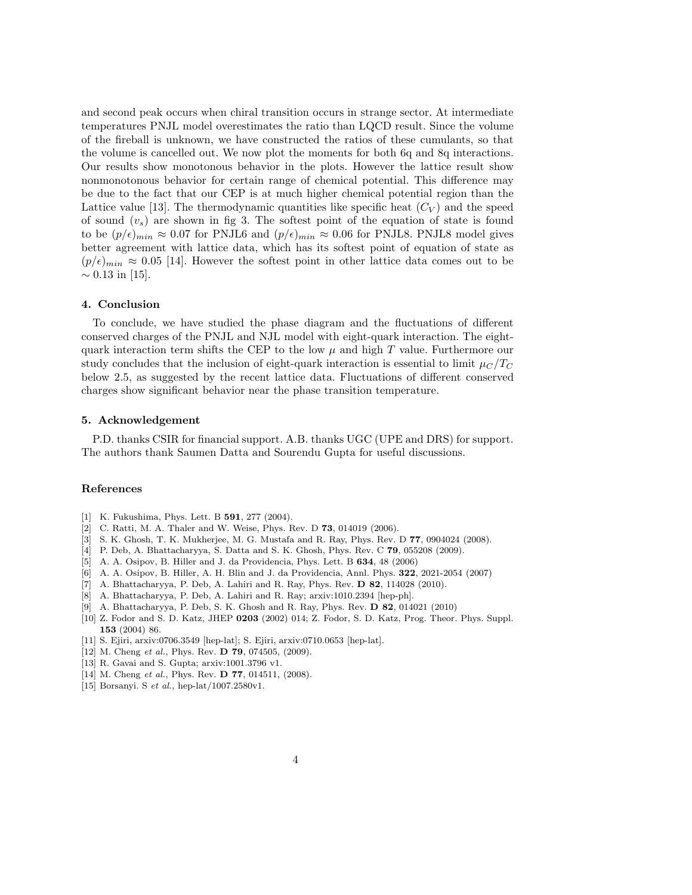and second peak occurs when chiral transition occurs in strange sector. At intermediate temperatures PNJL model overestimates the ratio than LQCD result. Since the volume of the fireball is unknown, we have constructed the ratios of these cumulants, so that the volume is cancelled out. We now plot the moments for both 6q and 8q interactions. Our results show monotonous behavior in the plots. However the lattice result show nonmonotonous behavior for certain range of chemical potential. This difference may be due to the fact that our CEP is at much higher chemical potential region than the Lattice value [13]. The thermodynamic quantities like specific heat ($C_V$) and the speed of sound ($v_s$) are shown in fig 3. The softest point of the equation of state is found to be $(p/\epsilon)_{min} \approx 0.07$ for PNJL6 and $(p/\epsilon)_{min} \approx 0.06$ for PNJL8. PNJL8 model gives better agreement with lattice data, which has its softest point of equation of state as $(p/\epsilon)_{min} \approx 0.05$ [14]. However the softest point in other lattice data comes out to be $\sim 0.13$ in [15].

## 4. Conclusion

To conclude, we have studied the phase diagram and the fluctuations of different conserved charges of the PNJL and NJL model with eight-quark interaction. The eight-quark interaction term shifts the CEP to the low $\mu$ and high $T$ value. Furthermore our study concludes that the inclusion of eight-quark interaction is essential to limit $\mu_C/T_C$ below 2.5, as suggested by the recent lattice data. Fluctuations of different conserved charges show significant behavior near the phase transition temperature.

## 5. Acknowledgement

P.D. thanks CSIR for financial support. A.B. thanks UGC (UPE and DRS) for support. The authors thank Saumen Datta and Sourendu Gupta for useful discussions.

## References

[1] K. Fukushima, Phys. Lett. B **591**, 277 (2004).
[2] C. Ratti, M. A. Thaler and W. Weise, Phys. Rev. D **73**, 014019 (2006).
[3] S. K. Ghosh, T. K. Mukherjee, M. G. Mustafa and R. Ray, Phys. Rev. D **77**, 0904024 (2008).
[4] P. Deb, A. Bhattacharyya, S. Datta and S. K. Ghosh, Phys. Rev. C **79**, 055208 (2009).
[5] A. A. Osipov, B. Hiller and J. da Providencia, Phys. Lett. B **634**, 48 (2006)
[6] A. A. Osipov, B. Hiller, A. H. Blin and J. da Providencia, Annl. Phys. **322**, 2021-2054 (2007)
[7] A. Bhattacharyya, P. Deb, A. Lahiri and R. Ray, Phys. Rev. **D 82**, 114028 (2010).
[8] A. Bhattacharyya, P. Deb, A. Lahiri and R. Ray; arxiv:1010.2394 [hep-ph].
[9] A. Bhattacharyya, P. Deb, S. K. Ghosh and R. Ray, Phys. Rev. **D 82**, 014021 (2010)
[10] Z. Fodor and S. D. Katz, JHEP **0203** (2002) 014; Z. Fodor, S. D. Katz, Prog. Theor. Phys. Suppl. **153** (2004) 86.
[11] S. Ejiri, arxiv:0706.3549 [hep-lat]; S. Ejiri, arxiv:0710.0653 [hep-lat].
[12] M. Cheng *et al.*, Phys. Rev. **D 79**, 074505, (2009).
[13] R. Gavai and S. Gupta; arxiv:1001.3796 v1.
[14] M. Cheng *et al.*, Phys. Rev. **D 77**, 014511, (2008).
[15] Borsanyi. S *et al.*, hep-lat/1007.2580v1.